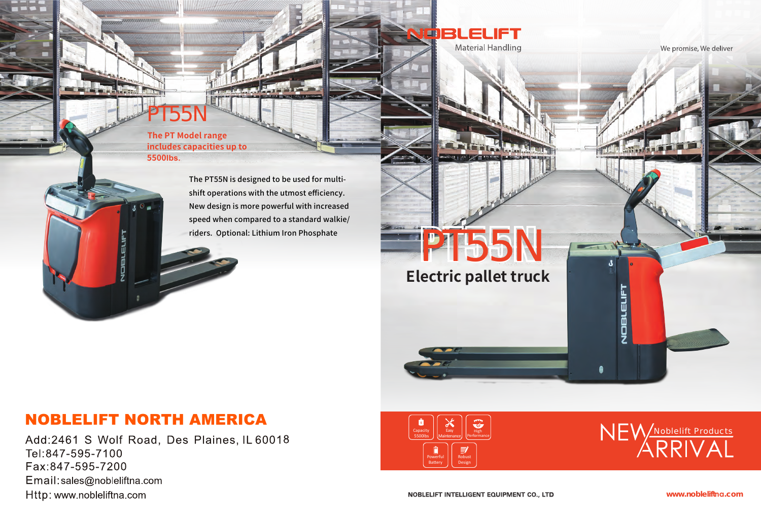# PT55N

**The PT Model range includes capacities up to 5500lbs.**

The PT55N is designed to be used for multi-shift operations with the utmost efficiency. New design is more powerful with increased speed when compared to a standard walkie/riders. Optional: Lithium Iron Phosphate

## NOBLELIFT NORTH AMERICA

Add:2461 S Wolf Road, Des Plaines, IL 60018
Tel:847-595-7100
Fax:847-595-7200
Email:sales@nobleliftna.com
Http: www.nobleliftna.com

NOBLELIFT
Material Handling

We promise, We deliver

# PT55N

## Electric pallet truck

- Capacity 5500lbs
- Easy Maintenance
- High Performance
- Powerful Battery
- Robust Design

NEW ARRIVAL
Noblelift Products

NOBLELIFT INTELLIGENT EQUIPMENT CO., LTD

www.nobleliftna.com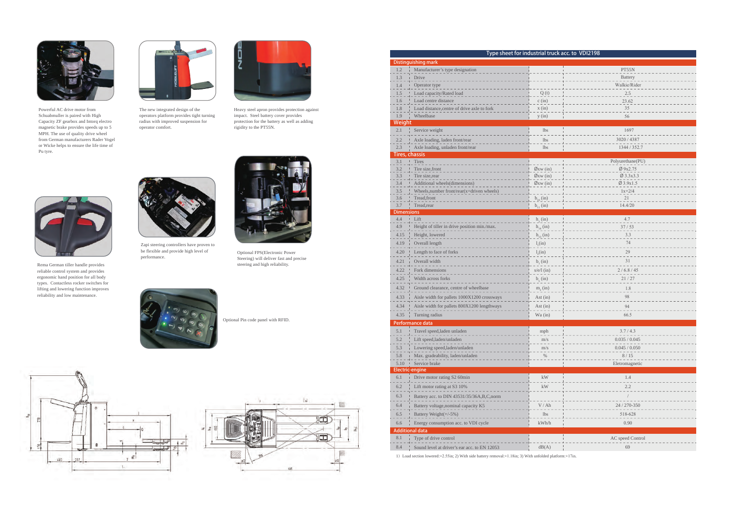Powerful AC drive motor from Schuabmuller is paired with High Capacity ZF gearbox and Intorq electro magnetic brake provides speeds up to 5 MPH. The use of quality drive wheel from German manufacturers Rader Vogel or Wicke helps to ensure the life time of Pu tyre.

The new integrated design of the operators platform provides tight turning radius with improved suspension for operator comfort.

Heavy steel apron provides protection against impact. Steel battery cover provides protection for the battery as well as adding rigidity to the PT55N.

Rema German tiller handle provides reliable control system and provides ergonomic hand position for all body types. Contactless rocker switches for lifting and lowering function improves reliability and low maintenance.

Zapi steering controllers have proven to be flexible and provide high level of performance.

Optional FPS(Electronic Power Steering) will deliver fast and precise steering and high reliability.

Optional Pin code panel with RFID.

## Type sheet for industrial truck acc. to VDI2198

| | | | |
|---|---|---|---|
| **Distinguishing mark** | | | |
| 1.2 | Manufacturer's type designation | | PT55N |
| 1.3 | Drive | | Battery |
| 1.4 | Operator type | | Walkie/Rider |
| 1.5 | Load capacity/Rated load | Q (t) | 2.5 |
| 1.6 | Load centre distance | c (in) | 23.62 |
| 1.8 | Load distance,centre of drive axle to fork | x (in) | 35 |
| 1.9 | Wheelbase | y (in) | 56 |
| **Weight** | | | |
| 2.1 | Service weight | lbs | 1697 |
| 2.2 | Axle loading, laden front/rear | lbs | 3020 / 4387 |
| 2.3 | Axle loading, unladen front/rear | lbs | 1344 / 352.7 |
| **Tires, chassis** | | | |
| 3.1 | Tires | | Polyurethane(PU) |
| 3.2 | Tire size,front | Øxw (in) | Ø 9x2.75 |
| 3.3 | Tire size,rear | Øxw (in) | Ø 3.3x3.3 |
| 3.4 | Additional wheels(dimensions) | Øxw (in) | Ø 3.9x1.5 |
| 3.5 | Wheels,number front/rear(x=driven wheels) | | 1x+2/4 |
| 3.6 | Tread,front | $b_{10}$ (in) | 21 |
| 3.7 | Tread,rear | $b_{11}$ (in) | 14.4/20 |
| **Dimensions** | | | |
| 4.4 | Lift | $h_3$ (in) | 4.7 |
| 4.9 | Height of tiller in drive position min./max. | $h_{14}$ (in) | 37 / 53 |
| 4.15 | Height, lowered | $h_{13}$ (in) | 3.3 |
| 4.19 | Overall length | $l_1$(in) | 74 |
| 4.20 | Length to face of forks | $l_2$(in) | 29 |
| 4.21 | Overall width | $b_1$ (in) | 31 |
| 4.22 | Fork dimensions | s/e/l (in) | 2 / 6.8 / 45 |
| 4.25 | Width across forks | $b_5$ (in) | 21 / 27 |
| 4.32 | Ground clearance, centre of wheelbase | $m_2$ (in) | 1.8 |
| 4.33 | Aisle width for pallets 1000X1200 crossways | Ast (in) | 98 |
| 4.34 | Aisle width for pallets 800X1200 lengthways | Ast (in) | 94 |
| 4.35 | Turning radius | Wa (in) | 66.5 |
| **Performance data** | | | |
| 5.1 | Travel speed,laden unladen | mph | 3.7 / 4.3 |
| 5.2 | Lift speed,laden/unladen | m/s | 0.035 / 0.045 |
| 5.3 | Lowering speed,laden/unladen | m/s | 0.045 / 0.050 |
| 5.8 | Max. gradeability, laden/unladen | % | 8 / 15 |
| 5.10 | Service brake | | Eletromagnetic |
| **Electric-engine** | | | |
| 6.1 | Drive motor rating S2 60min | kW | 1.4 |
| 6.2 | Lift motor rating at S3 10% | kW | 2.2 |
| 6.3 | Battery acc. to DIN 43531/35/36A,B,C,norm | | / |
| 6.4 | Battery voltage,nominal capacity K5 | V / Ah | 24 / 270-350 |
| 6.5 | Battery Weight(+/-5%) | lbs | 518-628 |
| 6.6 | Energy consumption acc. to VDI cycle | kWh/h | 0.90 |
| **Additional data** | | | |
| 8.1 | Type of drive control | | AC speed Control |
| 8.4 | Sound level at driver's ear acc. to EN 12053 | dB(A) | 69 |

1) Load section lowered:+2.55in; 2) With side battery removal:+1.18in; 3) With unfolded platform:+17in.